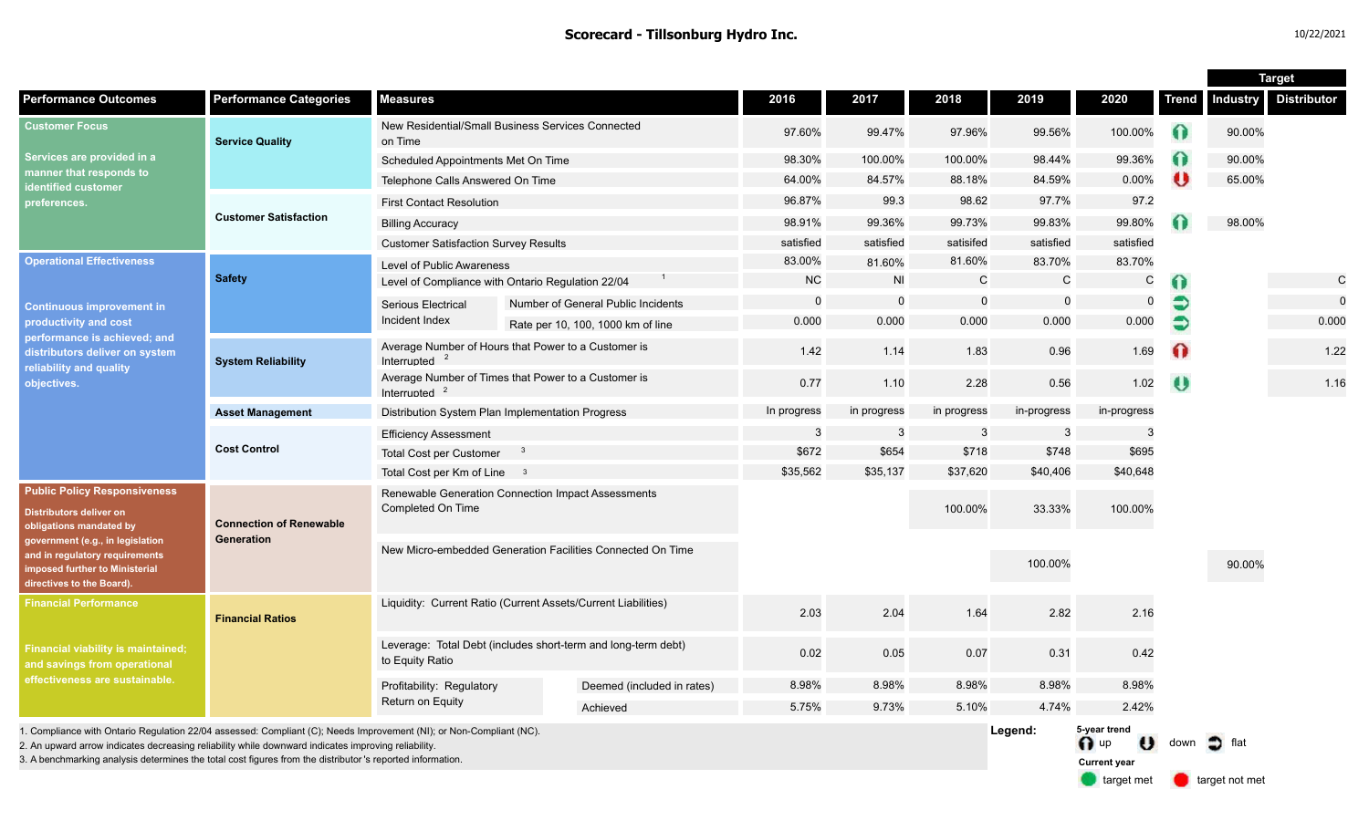# Scorecard - Tillsonburg Hydro Inc.

10/22/2021

| Performance Outcomes | Performance Categories | Measures | | 2016 | 2017 | 2018 | 2019 | 2020 | Trend | Target | |
|---|---|---|---|---|---|---|---|---|---|---|---|
| | | | | | | | | | | Industry | Distributor |
| **Customer Focus** Services are provided in a manner that responds to identified customer preferences. | Service Quality | New Residential/Small Business Services Connected on Time | | 97.60% | 99.47% | 97.96% | 99.56% | 100.00% | up | 90.00% | |
| | | Scheduled Appointments Met On Time | | 98.30% | 100.00% | 100.00% | 98.44% | 99.36% | up | 90.00% | |
| | | Telephone Calls Answered On Time | | 64.00% | 84.57% | 88.18% | 84.59% | 0.00% | down | 65.00% | |
| | Customer Satisfaction | First Contact Resolution | | 96.87% | 99.3 | 98.62 | 97.7% | 97.2 | | | |
| | | Billing Accuracy | | 98.91% | 99.36% | 99.73% | 99.83% | 99.80% | up | 98.00% | |
| | | Customer Satisfaction Survey Results | | satisfied | satisfied | satisifed | satisfied | satisfied | | | |
| **Operational Effectiveness** Continuous improvement in productivity and cost performance is achieved; and distributors deliver on system reliability and quality objectives. | Safety | Level of Public Awareness | | 83.00% | 81.60% | 81.60% | 83.70% | 83.70% | | | |
| | | Level of Compliance with Ontario Regulation 22/04 [1] | | NC | NI | C | C | C | up | | C |
| | | Serious Electrical Incident Index | Number of General Public Incidents | 0 | 0 | 0 | 0 | 0 | flat | | 0 |
| | | | Rate per 10, 100, 1000 km of line | 0.000 | 0.000 | 0.000 | 0.000 | 0.000 | flat | | 0.000 |
| | System Reliability | Average Number of Hours that Power to a Customer is Interrupted [2] | | 1.42 | 1.14 | 1.83 | 0.96 | 1.69 | up (target not met) | | 1.22 |
| | | Average Number of Times that Power to a Customer is Interrupted [2] | | 0.77 | 1.10 | 2.28 | 0.56 | 1.02 | down (target met) | | 1.16 |
| | Asset Management | Distribution System Plan Implementation Progress | | In progress | in progress | in progress | in-progress | in-progress | | | |
| | Cost Control | Efficiency Assessment | | 3 | 3 | 3 | 3 | 3 | | | |
| | | Total Cost per Customer [3] | | $672 | $654 | $718 | $748 | $695 | | | |
| | | Total Cost per Km of Line [3] | | $35,562 | $35,137 | $37,620 | $40,406 | $40,648 | | | |
| **Public Policy Responsiveness** Distributors deliver on obligations mandated by government (e.g., in legislation and in regulatory requirements imposed further to Ministerial directives to the Board). | Connection of Renewable Generation | Renewable Generation Connection Impact Assessments Completed On Time | | | | 100.00% | 33.33% | 100.00% | | | |
| | | New Micro-embedded Generation Facilities Connected On Time | | | | | 100.00% | | | 90.00% | |
| **Financial Performance** Financial viability is maintained; and savings from operational effectiveness are sustainable. | Financial Ratios | Liquidity: Current Ratio (Current Assets/Current Liabilities) | | 2.03 | 2.04 | 1.64 | 2.82 | 2.16 | | | |
| | | Leverage: Total Debt (includes short-term and long-term debt) to Equity Ratio | | 0.02 | 0.05 | 0.07 | 0.31 | 0.42 | | | |
| | | Profitability: Regulatory Return on Equity | Deemed (included in rates) | 8.98% | 8.98% | 8.98% | 8.98% | 8.98% | | | |
| | | | Achieved | 5.75% | 9.73% | 5.10% | 4.74% | 2.42% | | | |

1. Compliance with Ontario Regulation 22/04 assessed: Compliant (C); Needs Improvement (NI); or Non-Compliant (NC).
2. An upward arrow indicates decreasing reliability while downward indicates improving reliability.
3. A benchmarking analysis determines the total cost figures from the distributor's reported information.

**Legend:**
5-year trend: up, down, flat
Current year: target met, target not met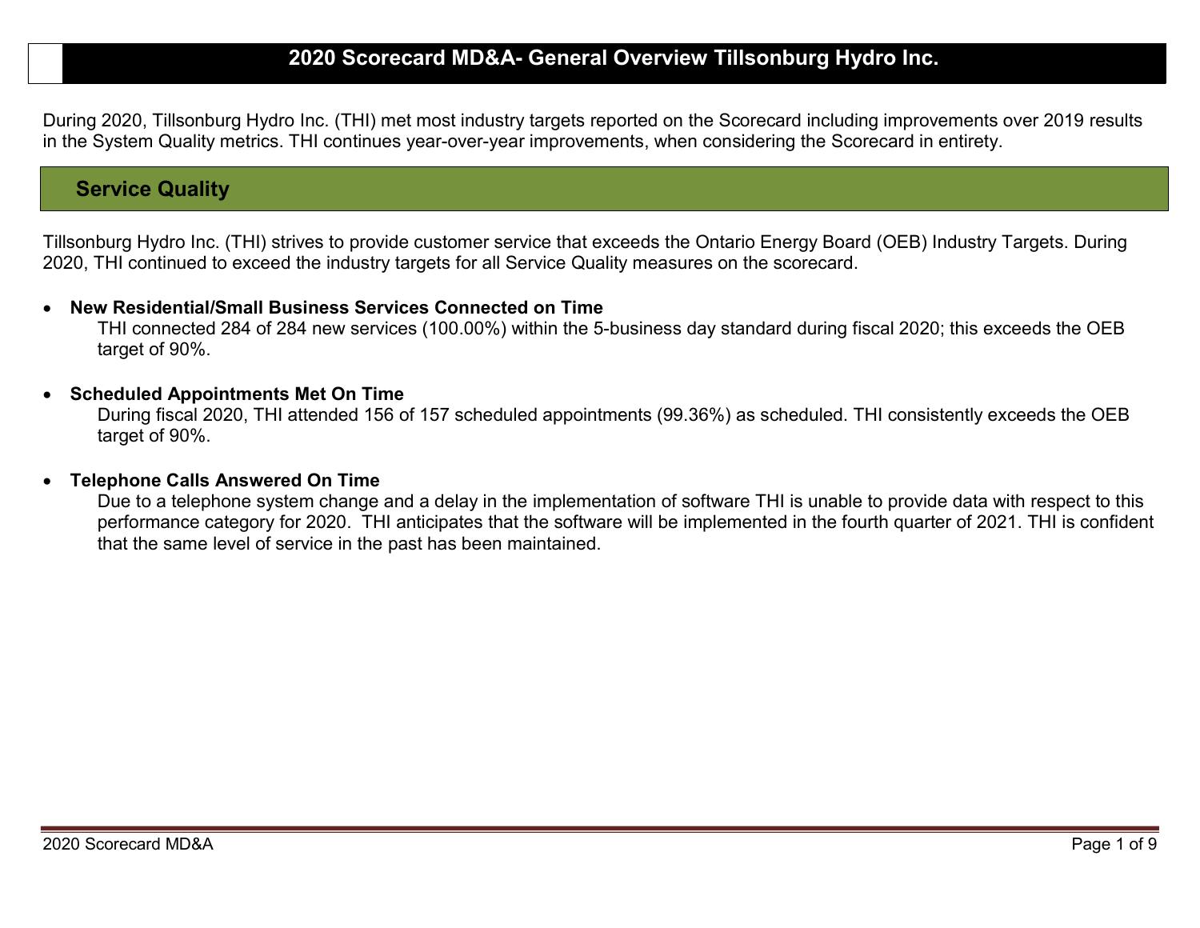# 2020 Scorecard MD&A- General Overview Tillsonburg Hydro Inc.

During 2020, Tillsonburg Hydro Inc. (THI) met most industry targets reported on the Scorecard including improvements over 2019 results in the System Quality metrics. THI continues year-over-year improvements, when considering the Scorecard in entirety.

## Service Quality

Tillsonburg Hydro Inc. (THI) strives to provide customer service that exceeds the Ontario Energy Board (OEB) Industry Targets. During 2020, THI continued to exceed the industry targets for all Service Quality measures on the scorecard.

- **New Residential/Small Business Services Connected on Time**
  THI connected 284 of 284 new services (100.00%) within the 5-business day standard during fiscal 2020; this exceeds the OEB target of 90%.

- **Scheduled Appointments Met On Time**
  During fiscal 2020, THI attended 156 of 157 scheduled appointments (99.36%) as scheduled. THI consistently exceeds the OEB target of 90%.

- **Telephone Calls Answered On Time**
  Due to a telephone system change and a delay in the implementation of software THI is unable to provide data with respect to this performance category for 2020. THI anticipates that the software will be implemented in the fourth quarter of 2021. THI is confident that the same level of service in the past has been maintained.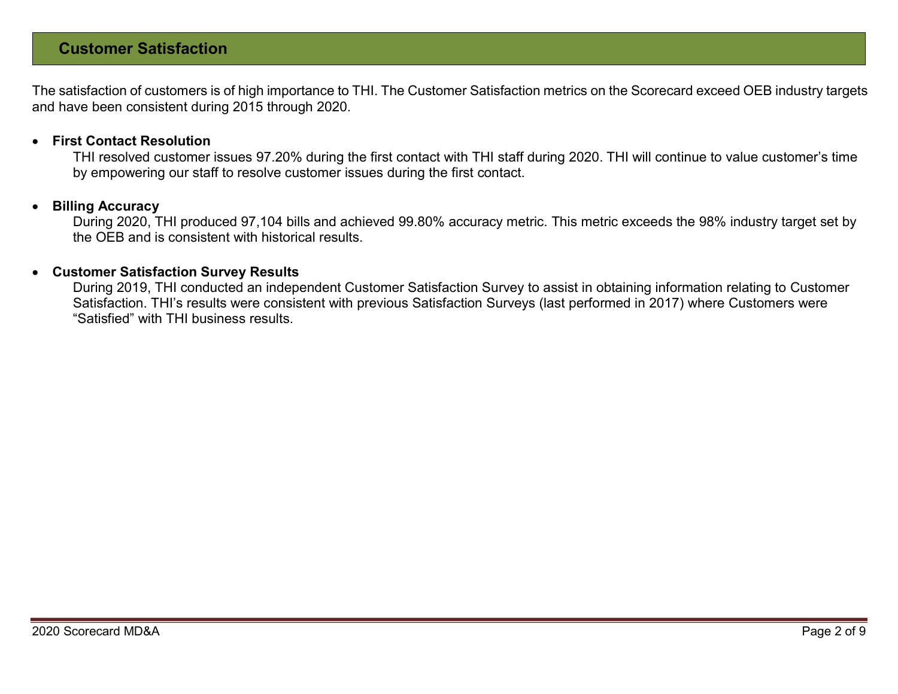## Customer Satisfaction

The satisfaction of customers is of high importance to THI. The Customer Satisfaction metrics on the Scorecard exceed OEB industry targets and have been consistent during 2015 through 2020.

- **First Contact Resolution**

  THI resolved customer issues 97.20% during the first contact with THI staff during 2020. THI will continue to value customer's time by empowering our staff to resolve customer issues during the first contact.

- **Billing Accuracy**

  During 2020, THI produced 97,104 bills and achieved 99.80% accuracy metric. This metric exceeds the 98% industry target set by the OEB and is consistent with historical results.

- **Customer Satisfaction Survey Results**

  During 2019, THI conducted an independent Customer Satisfaction Survey to assist in obtaining information relating to Customer Satisfaction. THI's results were consistent with previous Satisfaction Surveys (last performed in 2017) where Customers were "Satisfied" with THI business results.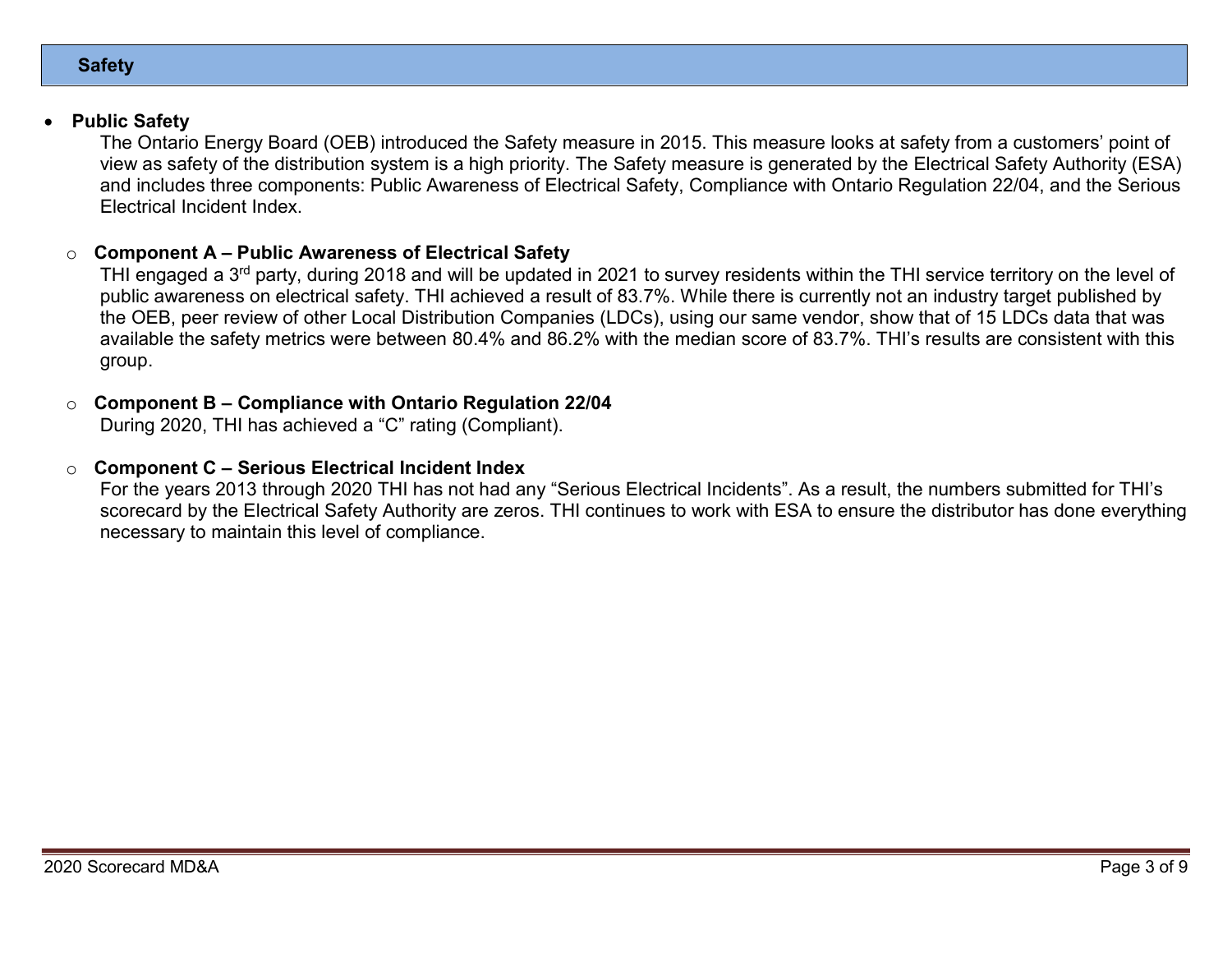## Safety

- **Public Safety**

  The Ontario Energy Board (OEB) introduced the Safety measure in 2015. This measure looks at safety from a customers' point of view as safety of the distribution system is a high priority. The Safety measure is generated by the Electrical Safety Authority (ESA) and includes three components: Public Awareness of Electrical Safety, Compliance with Ontario Regulation 22/04, and the Serious Electrical Incident Index.

  - **Component A – Public Awareness of Electrical Safety**

    THI engaged a 3rd party, during 2018 and will be updated in 2021 to survey residents within the THI service territory on the level of public awareness on electrical safety. THI achieved a result of 83.7%. While there is currently not an industry target published by the OEB, peer review of other Local Distribution Companies (LDCs), using our same vendor, show that of 15 LDCs data that was available the safety metrics were between 80.4% and 86.2% with the median score of 83.7%. THI's results are consistent with this group.

  - **Component B – Compliance with Ontario Regulation 22/04**

    During 2020, THI has achieved a "C" rating (Compliant).

  - **Component C – Serious Electrical Incident Index**

    For the years 2013 through 2020 THI has not had any "Serious Electrical Incidents". As a result, the numbers submitted for THI's scorecard by the Electrical Safety Authority are zeros. THI continues to work with ESA to ensure the distributor has done everything necessary to maintain this level of compliance.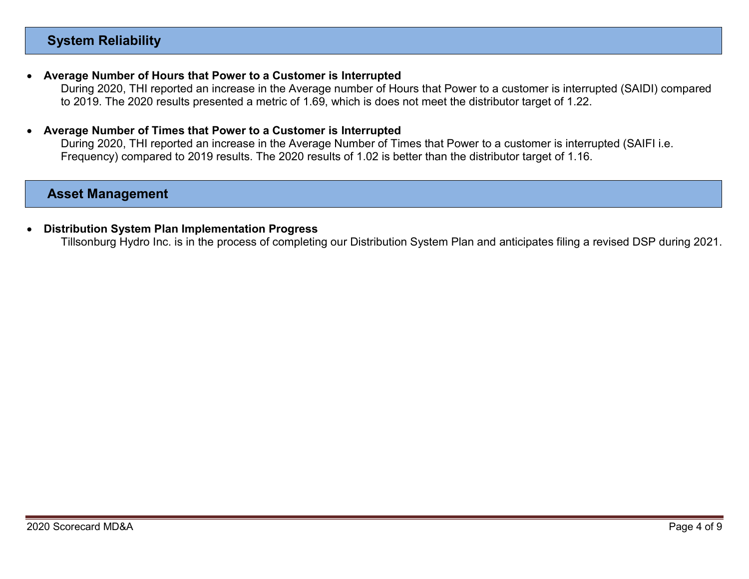## System Reliability

- **Average Number of Hours that Power to a Customer is Interrupted**
  During 2020, THI reported an increase in the Average number of Hours that Power to a customer is interrupted (SAIDI) compared to 2019. The 2020 results presented a metric of 1.69, which is does not meet the distributor target of 1.22.

- **Average Number of Times that Power to a Customer is Interrupted**
  During 2020, THI reported an increase in the Average Number of Times that Power to a customer is interrupted (SAIFI i.e. Frequency) compared to 2019 results. The 2020 results of 1.02 is better than the distributor target of 1.16.

## Asset Management

- **Distribution System Plan Implementation Progress**
  Tillsonburg Hydro Inc. is in the process of completing our Distribution System Plan and anticipates filing a revised DSP during 2021.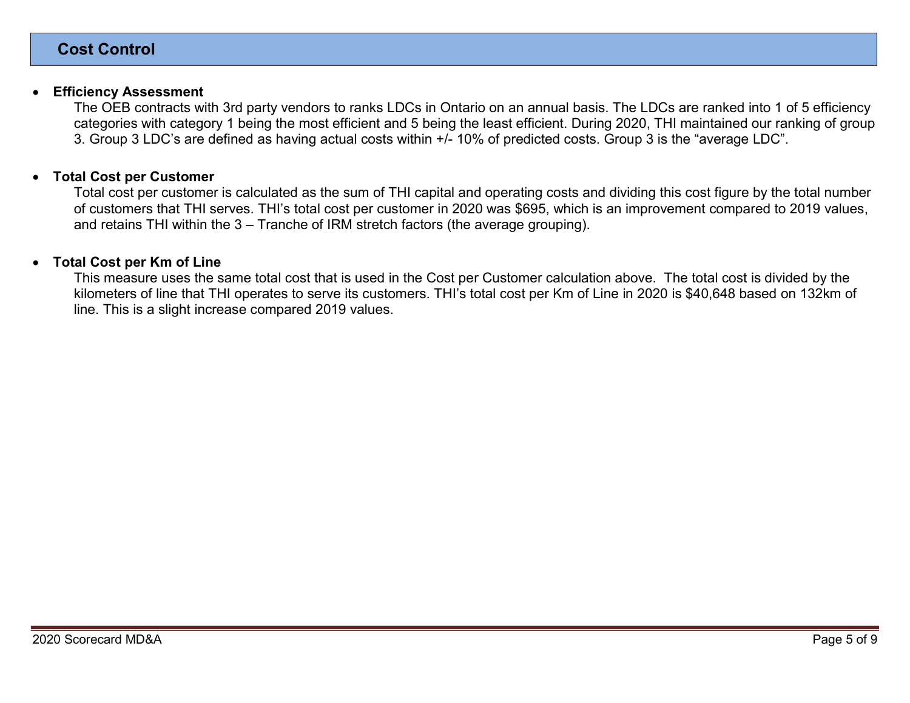## Cost Control

- **Efficiency Assessment**

  The OEB contracts with 3rd party vendors to ranks LDCs in Ontario on an annual basis. The LDCs are ranked into 1 of 5 efficiency categories with category 1 being the most efficient and 5 being the least efficient. During 2020, THI maintained our ranking of group 3. Group 3 LDC's are defined as having actual costs within +/- 10% of predicted costs. Group 3 is the "average LDC".

- **Total Cost per Customer**

  Total cost per customer is calculated as the sum of THI capital and operating costs and dividing this cost figure by the total number of customers that THI serves. THI's total cost per customer in 2020 was $695, which is an improvement compared to 2019 values, and retains THI within the 3 – Tranche of IRM stretch factors (the average grouping).

- **Total Cost per Km of Line**

  This measure uses the same total cost that is used in the Cost per Customer calculation above. The total cost is divided by the kilometers of line that THI operates to serve its customers. THI's total cost per Km of Line in 2020 is $40,648 based on 132km of line. This is a slight increase compared 2019 values.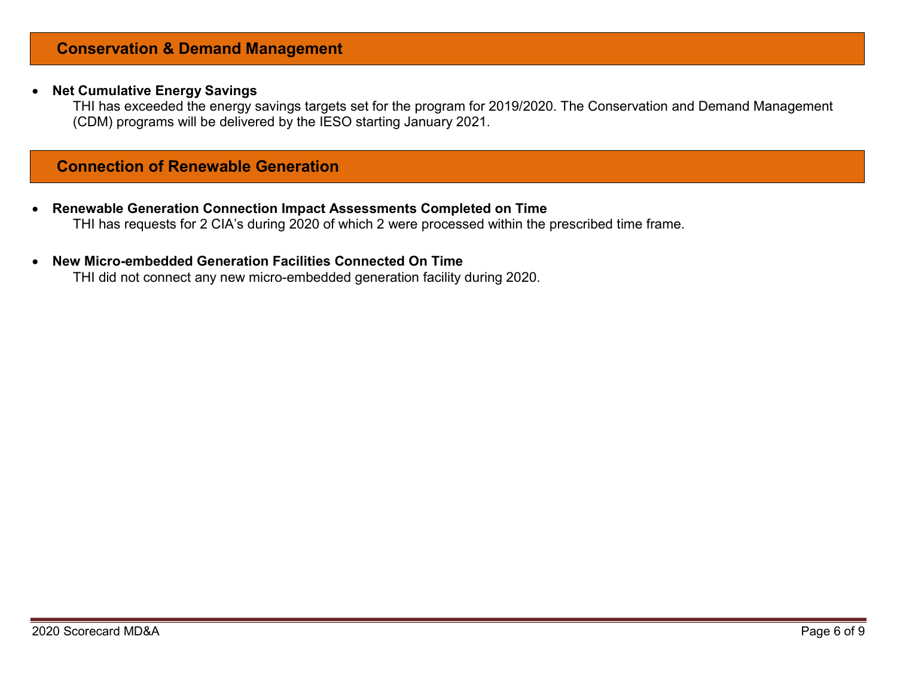## Conservation & Demand Management

- **Net Cumulative Energy Savings**

  THI has exceeded the energy savings targets set for the program for 2019/2020. The Conservation and Demand Management (CDM) programs will be delivered by the IESO starting January 2021.

## Connection of Renewable Generation

- **Renewable Generation Connection Impact Assessments Completed on Time**

  THI has requests for 2 CIA's during 2020 of which 2 were processed within the prescribed time frame.

- **New Micro-embedded Generation Facilities Connected On Time**

  THI did not connect any new micro-embedded generation facility during 2020.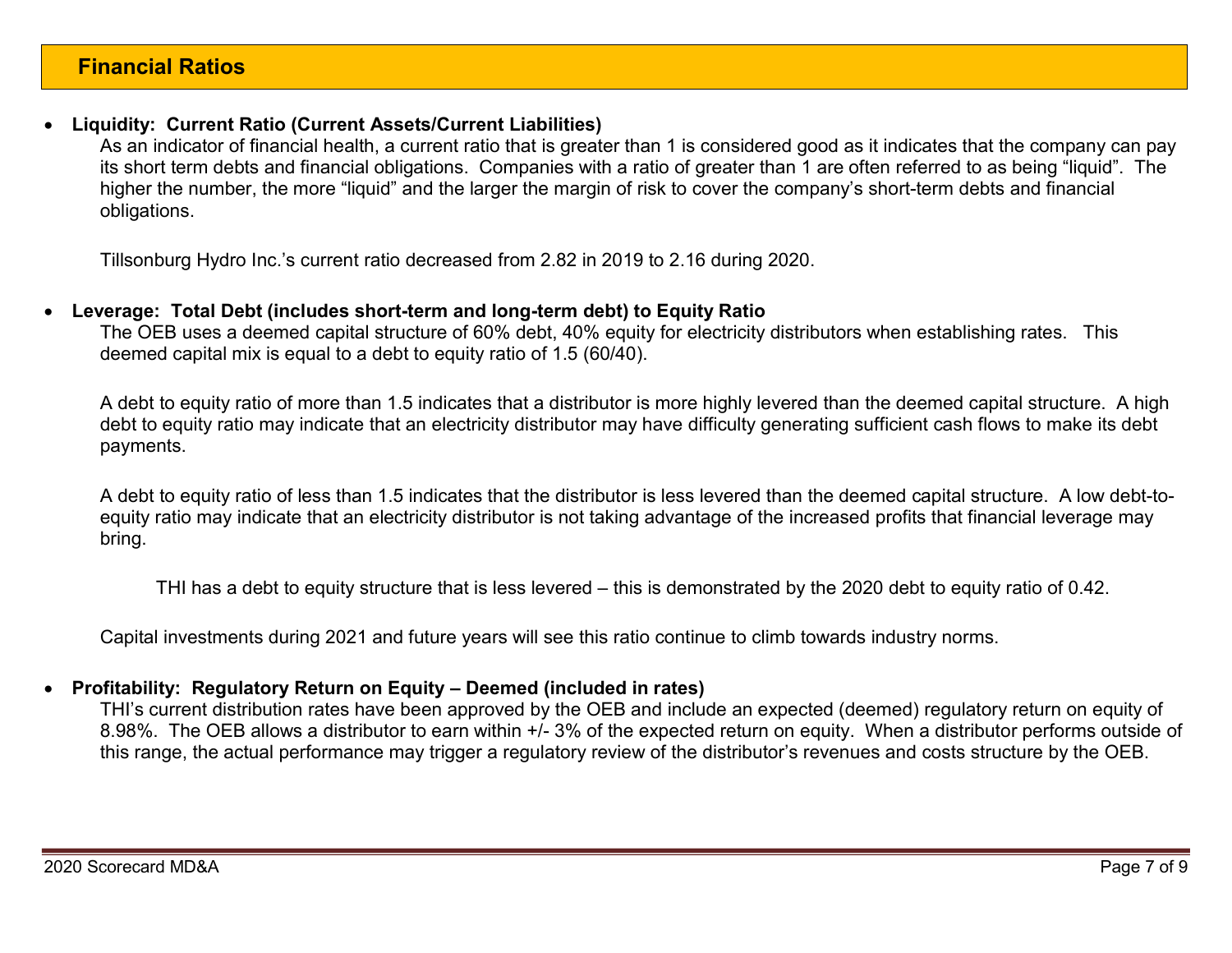## Financial Ratios

- **Liquidity: Current Ratio (Current Assets/Current Liabilities)**

  As an indicator of financial health, a current ratio that is greater than 1 is considered good as it indicates that the company can pay its short term debts and financial obligations. Companies with a ratio of greater than 1 are often referred to as being "liquid". The higher the number, the more "liquid" and the larger the margin of risk to cover the company's short-term debts and financial obligations.

  Tillsonburg Hydro Inc.'s current ratio decreased from 2.82 in 2019 to 2.16 during 2020.

- **Leverage: Total Debt (includes short-term and long-term debt) to Equity Ratio**

  The OEB uses a deemed capital structure of 60% debt, 40% equity for electricity distributors when establishing rates. This deemed capital mix is equal to a debt to equity ratio of 1.5 (60/40).

  A debt to equity ratio of more than 1.5 indicates that a distributor is more highly levered than the deemed capital structure. A high debt to equity ratio may indicate that an electricity distributor may have difficulty generating sufficient cash flows to make its debt payments.

  A debt to equity ratio of less than 1.5 indicates that the distributor is less levered than the deemed capital structure. A low debt-to-equity ratio may indicate that an electricity distributor is not taking advantage of the increased profits that financial leverage may bring.

  THI has a debt to equity structure that is less levered – this is demonstrated by the 2020 debt to equity ratio of 0.42.

  Capital investments during 2021 and future years will see this ratio continue to climb towards industry norms.

- **Profitability: Regulatory Return on Equity – Deemed (included in rates)**

  THI's current distribution rates have been approved by the OEB and include an expected (deemed) regulatory return on equity of 8.98%. The OEB allows a distributor to earn within +/- 3% of the expected return on equity. When a distributor performs outside of this range, the actual performance may trigger a regulatory review of the distributor's revenues and costs structure by the OEB.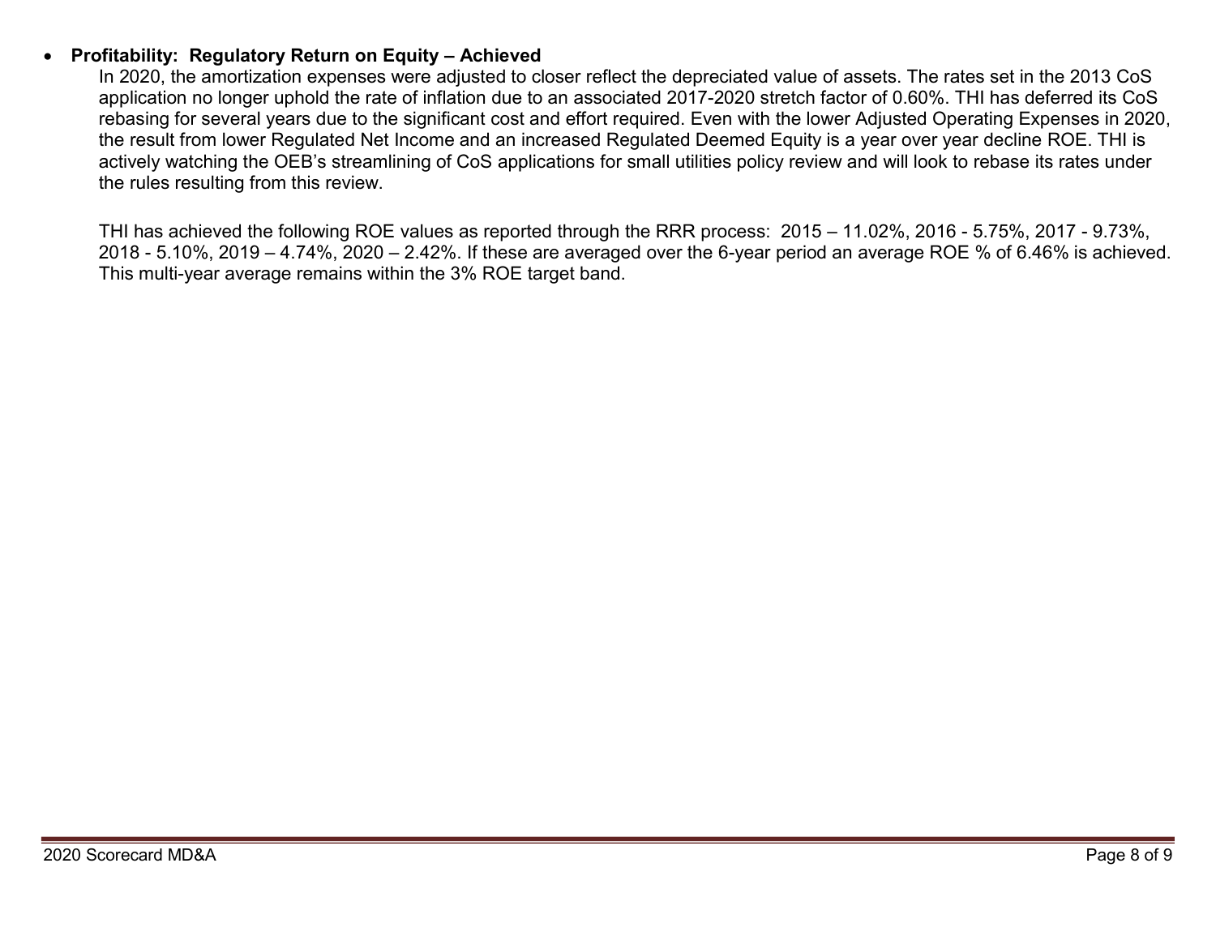- **Profitability: Regulatory Return on Equity – Achieved**

  In 2020, the amortization expenses were adjusted to closer reflect the depreciated value of assets. The rates set in the 2013 CoS application no longer uphold the rate of inflation due to an associated 2017-2020 stretch factor of 0.60%. THI has deferred its CoS rebasing for several years due to the significant cost and effort required. Even with the lower Adjusted Operating Expenses in 2020, the result from lower Regulated Net Income and an increased Regulated Deemed Equity is a year over year decline ROE. THI is actively watching the OEB's streamlining of CoS applications for small utilities policy review and will look to rebase its rates under the rules resulting from this review.

  THI has achieved the following ROE values as reported through the RRR process: 2015 – 11.02%, 2016 - 5.75%, 2017 - 9.73%, 2018 - 5.10%, 2019 – 4.74%, 2020 – 2.42%. If these are averaged over the 6-year period an average ROE % of 6.46% is achieved. This multi-year average remains within the 3% ROE target band.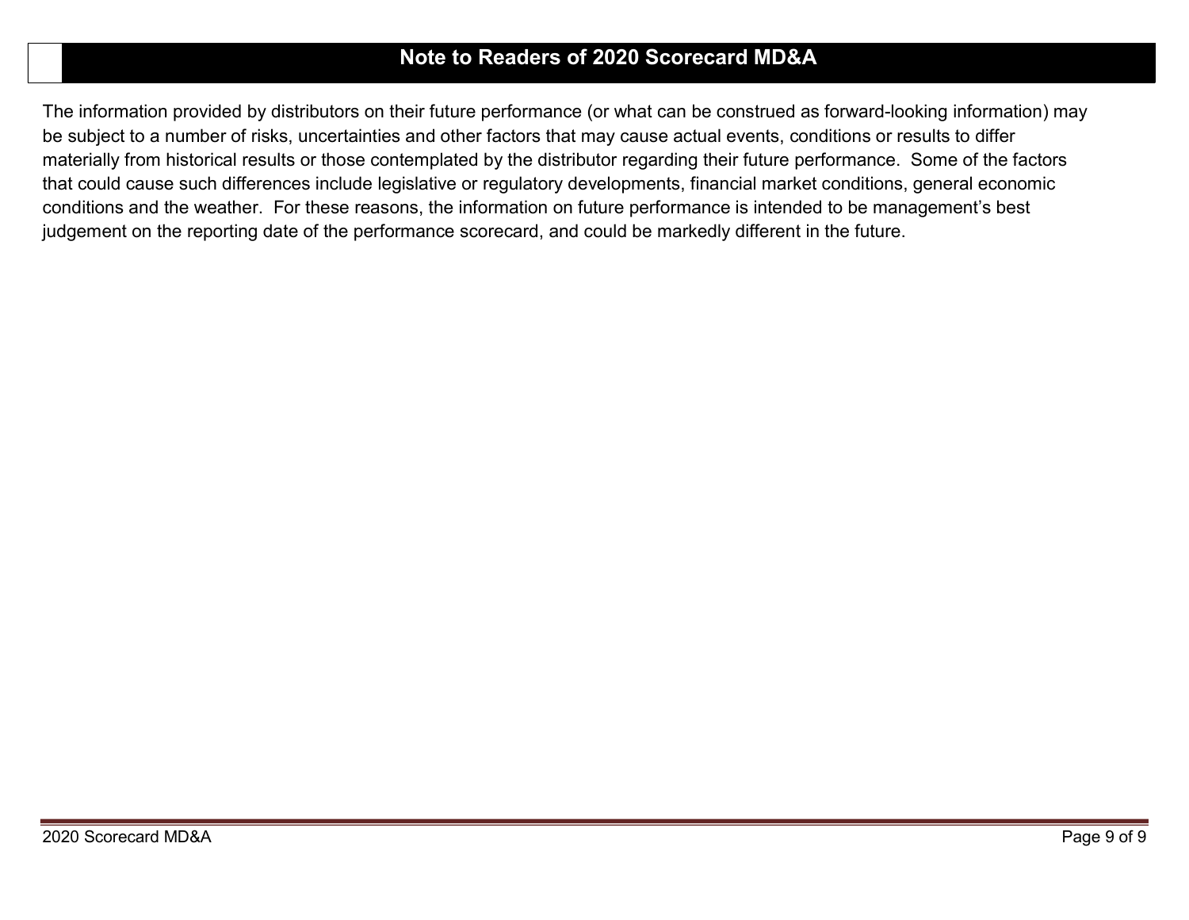## Note to Readers of 2020 Scorecard MD&A

The information provided by distributors on their future performance (or what can be construed as forward-looking information) may be subject to a number of risks, uncertainties and other factors that may cause actual events, conditions or results to differ materially from historical results or those contemplated by the distributor regarding their future performance. Some of the factors that could cause such differences include legislative or regulatory developments, financial market conditions, general economic conditions and the weather. For these reasons, the information on future performance is intended to be management's best judgement on the reporting date of the performance scorecard, and could be markedly different in the future.